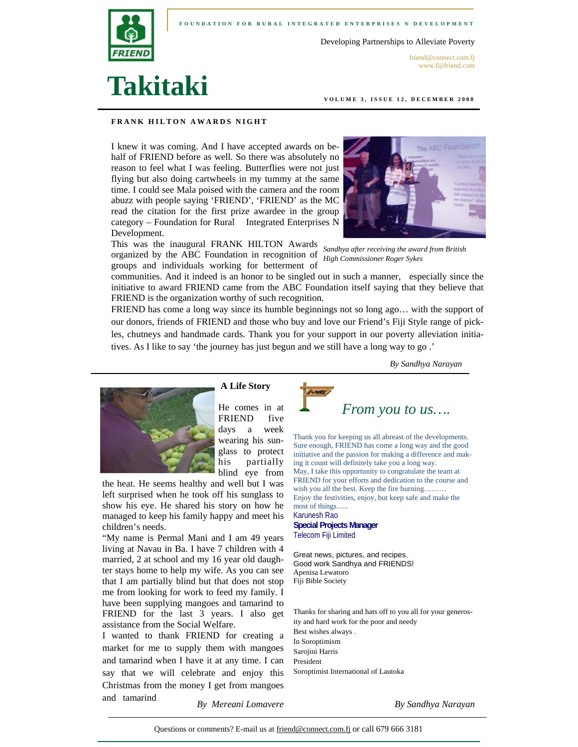FOUNDATION FOR RURAL INTEGRATED ENTERPRISES N DEVELOPMENT

Developing Partnerships to Alleviate Poverty

friend@connect.com.fj
www.fijifriend.com

# Takitaki

VOLUME 3, ISSUE 12, DECEMBER 2008

## FRANK HILTON AWARDS NIGHT

I knew it was coming. And I have accepted awards on behalf of FRIEND before as well. So there was absolutely no reason to feel what I was feeling. Butterflies were not just flying but also doing cartwheels in my tummy at the same time. I could see Mala poised with the camera and the room abuzz with people saying 'FRIEND', 'FRIEND' as the MC read the citation for the first prize awardee in the group category – Foundation for Rural Integrated Enterprises N Development.

*Sandhya after receiving the award from British High Commissioner Roger Sykes*

This was the inaugural FRANK HILTON Awards organized by the ABC Foundation in recognition of groups and individuals working for betterment of communities. And it indeed is an honor to be singled out in such a manner, especially since the initiative to award FRIEND came from the ABC Foundation itself saying that they believe that FRIEND is the organization worthy of such recognition.

FRIEND has come a long way since its humble beginnings not so long ago… with the support of our donors, friends of FRIEND and those who buy and love our Friend's Fiji Style range of pickles, chutneys and handmade cards. Thank you for your support in our poverty alleviation initiatives. As I like to say 'the journey has just begun and we still have a long way to go .'

*By Sandhya Narayan*

### A Life Story

He comes in at FRIEND five days a week wearing his sunglass to protect his partially blind eye from the heat. He seems healthy and well but I was left surprised when he took off his sunglass to show his eye. He shared his story on how he managed to keep his family happy and meet his children's needs.

"My name is Permal Mani and I am 49 years living at Navau in Ba. I have 7 children with 4 married, 2 at school and my 16 year old daughter stays home to help my wife. As you can see that I am partially blind but that does not stop me from looking for work to feed my family. I have been supplying mangoes and tamarind to FRIEND for the last 3 years. I also get assistance from the Social Welfare.

I wanted to thank FRIEND for creating a market for me to supply them with mangoes and tamarind when I have it at any time. I can say that we will celebrate and enjoy this Christmas from the money I get from mangoes and tamarind

*By Mereani Lomavere*

### *From you to us….*

Thank you for keeping us all abreast of the developments. Sure enough, FRIEND has come a long way and the good initiative and the passion for making a difference and making it count will definitely take you a long way.
May, I take this opportunity to congratulate the team at FRIEND for your efforts and dedication to the course and wish you all the best. Keep the fire burning………
Enjoy the festivities, enjoy, but keep safe and make the most of things…..
Karunesh Rao
**Special Projects Manager**
Telecom Fiji Limited

Great news, pictures, and recipes.
Good work Sandhya and FRIENDS!
Apenisa Lewatoro
Fiji Bible Society

Thanks for sharing and hats off to you all for your generosity and hard work for the poor and needy
Best wishes always .
In Soroptimism
Sarojini Harris
President
Soroptimist International of Lautoka

*By Sandhya Narayan*

Questions or comments? E-mail us at friend@connect.com.fj or call 679 666 3181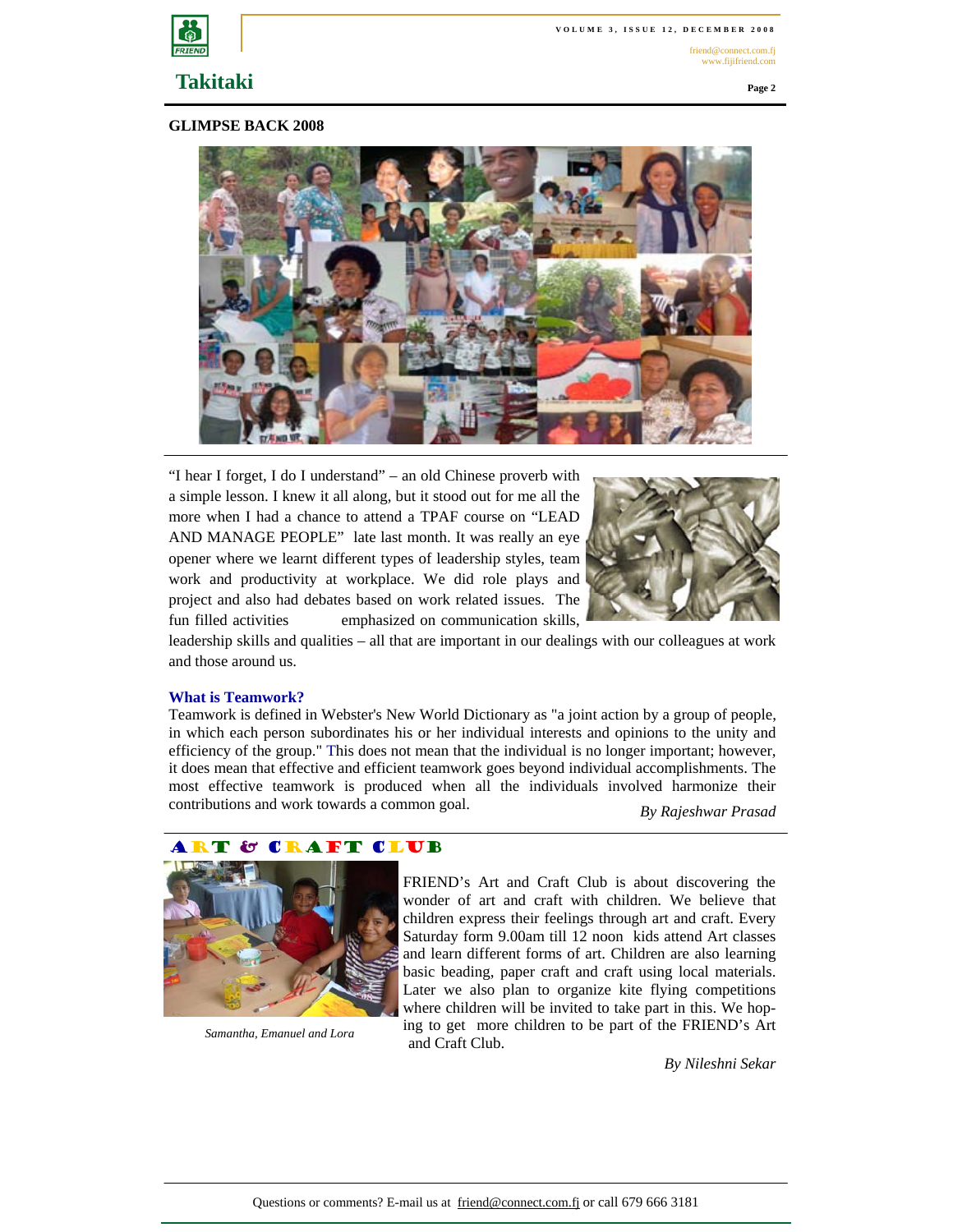## GLIMPSE BACK 2008

"I hear I forget, I do I understand" – an old Chinese proverb with a simple lesson. I knew it all along, but it stood out for me all the more when I had a chance to attend a TPAF course on "LEAD AND MANAGE PEOPLE" late last month. It was really an eye opener where we learnt different types of leadership styles, team work and productivity at workplace. We did role plays and project and also had debates based on work related issues. The fun filled activities emphasized on communication skills, leadership skills and qualities – all that are important in our dealings with our colleagues at work and those around us.

### What is Teamwork?

Teamwork is defined in Webster's New World Dictionary as "a joint action by a group of people, in which each person subordinates his or her individual interests and opinions to the unity and efficiency of the group." This does not mean that the individual is no longer important; however, it does mean that effective and efficient teamwork goes beyond individual accomplishments. The most effective teamwork is produced when all the individuals involved harmonize their contributions and work towards a common goal.

*By Rajeshwar Prasad*

## ART & CRAFT CLUB

*Samantha, Emanuel and Lora*

FRIEND's Art and Craft Club is about discovering the wonder of art and craft with children. We believe that children express their feelings through art and craft. Every Saturday form 9.00am till 12 noon kids attend Art classes and learn different forms of art. Children are also learning basic beading, paper craft and craft using local materials. Later we also plan to organize kite flying competitions where children will be invited to take part in this. We hoping to get more children to be part of the FRIEND's Art and Craft Club.

*By Nileshni Sekar*

Questions or comments? E-mail us at friend@connect.com.fj or call 679 666 3181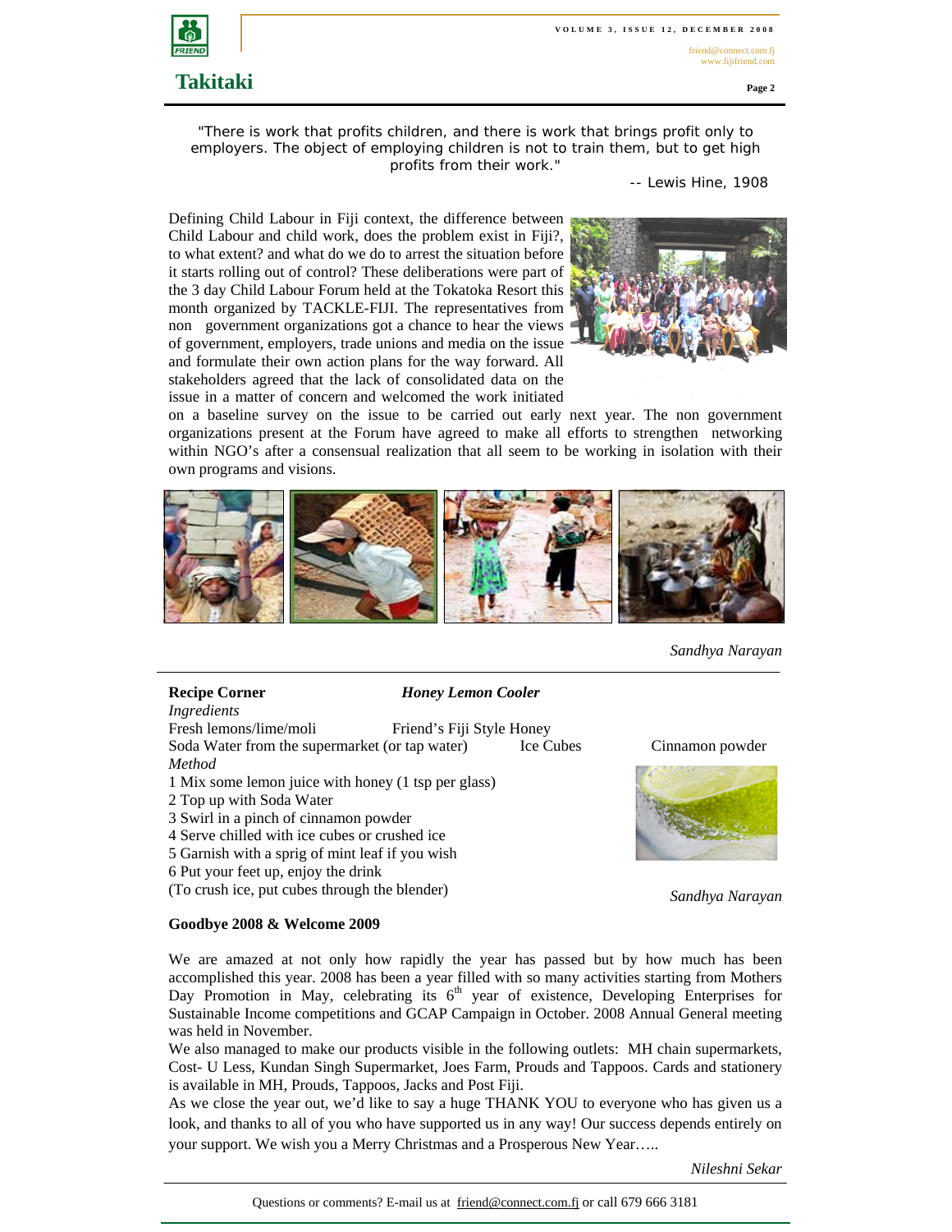"There is work that profits children, and there is work that brings profit only to employers. The object of employing children is not to train them, but to get high profits from their work."

-- Lewis Hine, 1908

Defining Child Labour in Fiji context, the difference between Child Labour and child work, does the problem exist in Fiji?, to what extent? and what do we do to arrest the situation before it starts rolling out of control? These deliberations were part of the 3 day Child Labour Forum held at the Tokatoka Resort this month organized by TACKLE-FIJI. The representatives from non government organizations got a chance to hear the views of government, employers, trade unions and media on the issue and formulate their own action plans for the way forward. All stakeholders agreed that the lack of consolidated data on the issue in a matter of concern and welcomed the work initiated on a baseline survey on the issue to be carried out early next year. The non government organizations present at the Forum have agreed to make all efforts to strengthen networking within NGO's after a consensual realization that all seem to be working in isolation with their own programs and visions.

*Sandhya Narayan*

---

**Recipe Corner** ***Honey Lemon Cooler***

*Ingredients*

Fresh lemons/lime/moli
Friend's Fiji Style Honey
Soda Water from the supermarket (or tap water)
Ice Cubes
Cinnamon powder

*Method*

1 Mix some lemon juice with honey (1 tsp per glass)
2 Top up with Soda Water
3 Swirl in a pinch of cinnamon powder
4 Serve chilled with ice cubes or crushed ice
5 Garnish with a sprig of mint leaf if you wish
6 Put your feet up, enjoy the drink
(To crush ice, put cubes through the blender)

*Sandhya Narayan*

**Goodbye 2008 & Welcome 2009**

We are amazed at not only how rapidly the year has passed but by how much has been accomplished this year. 2008 has been a year filled with so many activities starting from Mothers Day Promotion in May, celebrating its 6th year of existence, Developing Enterprises for Sustainable Income competitions and GCAP Campaign in October. 2008 Annual General meeting was held in November.

We also managed to make our products visible in the following outlets: MH chain supermarkets, Cost- U Less, Kundan Singh Supermarket, Joes Farm, Prouds and Tappoos. Cards and stationery is available in MH, Prouds, Tappoos, Jacks and Post Fiji.

As we close the year out, we'd like to say a huge THANK YOU to everyone who has given us a look, and thanks to all of you who have supported us in any way! Our success depends entirely on your support. We wish you a Merry Christmas and a Prosperous New Year…..

*Nileshni Sekar*

Questions or comments? E-mail us at friend@connect.com.fj or call 679 666 3181